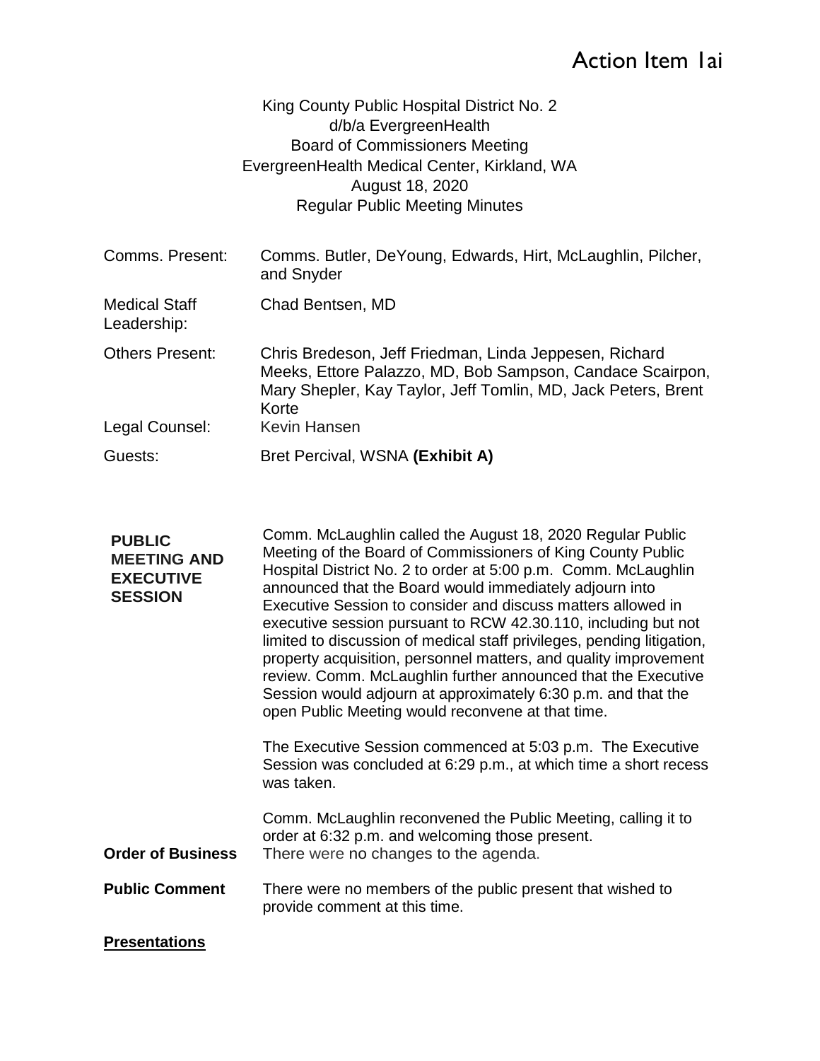Action Item 1ai

King County Public Hospital District No. 2
d/b/a EvergreenHealth
Board of Commissioners Meeting
EvergreenHealth Medical Center, Kirkland, WA
August 18, 2020
Regular Public Meeting Minutes

| | |
|---|---|
| Comms. Present: | Comms. Butler, DeYoung, Edwards, Hirt, McLaughlin, Pilcher, and Snyder |
| Medical Staff Leadership: | Chad Bentsen, MD |
| Others Present: | Chris Bredeson, Jeff Friedman, Linda Jeppesen, Richard Meeks, Ettore Palazzo, MD, Bob Sampson, Candace Scairpon, Mary Shepler, Kay Taylor, Jeff Tomlin, MD, Jack Peters, Brent Korte |
| Legal Counsel: | Kevin Hansen |
| Guests: | Bret Percival, WSNA **(Exhibit A)** |

**PUBLIC MEETING AND EXECUTIVE SESSION**

Comm. McLaughlin called the August 18, 2020 Regular Public Meeting of the Board of Commissioners of King County Public Hospital District No. 2 to order at 5:00 p.m. Comm. McLaughlin announced that the Board would immediately adjourn into Executive Session to consider and discuss matters allowed in executive session pursuant to RCW 42.30.110, including but not limited to discussion of medical staff privileges, pending litigation, property acquisition, personnel matters, and quality improvement review. Comm. McLaughlin further announced that the Executive Session would adjourn at approximately 6:30 p.m. and that the open Public Meeting would reconvene at that time.

The Executive Session commenced at 5:03 p.m. The Executive Session was concluded at 6:29 p.m., at which time a short recess was taken.

Comm. McLaughlin reconvened the Public Meeting, calling it to order at 6:32 p.m. and welcoming those present.

**Order of Business**

There were no changes to the agenda.

**Public Comment**

There were no members of the public present that wished to provide comment at this time.

**Presentations**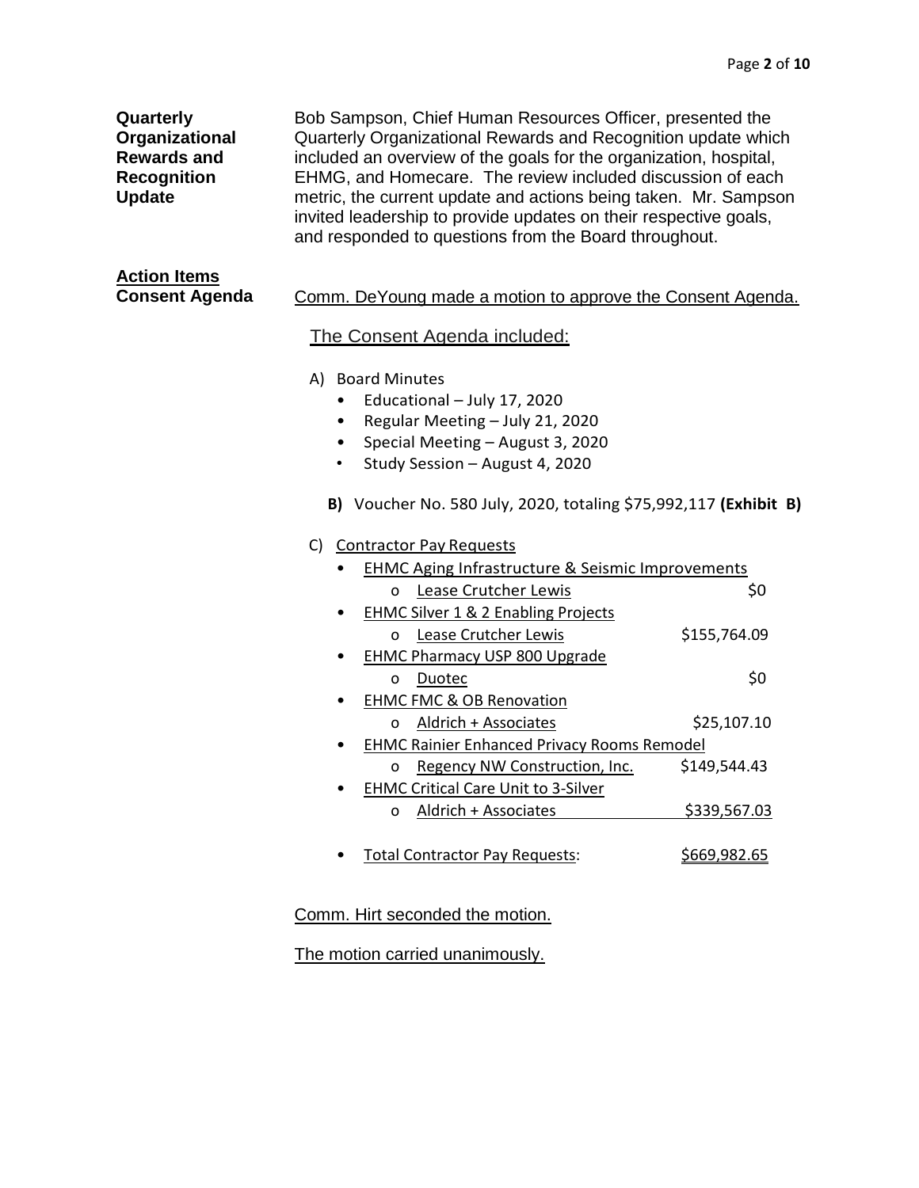**Quarterly Organizational Rewards and Recognition Update**

Bob Sampson, Chief Human Resources Officer, presented the Quarterly Organizational Rewards and Recognition update which included an overview of the goals for the organization, hospital, EHMG, and Homecare. The review included discussion of each metric, the current update and actions being taken. Mr. Sampson invited leadership to provide updates on their respective goals, and responded to questions from the Board throughout.

## Action Items

**Consent Agenda**

Comm. DeYoung made a motion to approve the Consent Agenda.

The Consent Agenda included:

A) Board Minutes
- Educational – July 17, 2020
- Regular Meeting – July 21, 2020
- Special Meeting – August 3, 2020
- Study Session – August 4, 2020

**B)** Voucher No. 580 July, 2020, totaling $75,992,117 **(Exhibit B)**

C) Contractor Pay Requests
- EHMC Aging Infrastructure & Seismic Improvements
  - Lease Crutcher Lewis — $0
- EHMC Silver 1 & 2 Enabling Projects
  - Lease Crutcher Lewis — $155,764.09
- EHMC Pharmacy USP 800 Upgrade
  - Duotec — $0
- EHMC FMC & OB Renovation
  - Aldrich + Associates — $25,107.10
- EHMC Rainier Enhanced Privacy Rooms Remodel
  - Regency NW Construction, Inc. — $149,544.43
- EHMC Critical Care Unit to 3-Silver
  - Aldrich + Associates — $339,567.03
- Total Contractor Pay Requests: $669,982.65

Comm. Hirt seconded the motion.

The motion carried unanimously.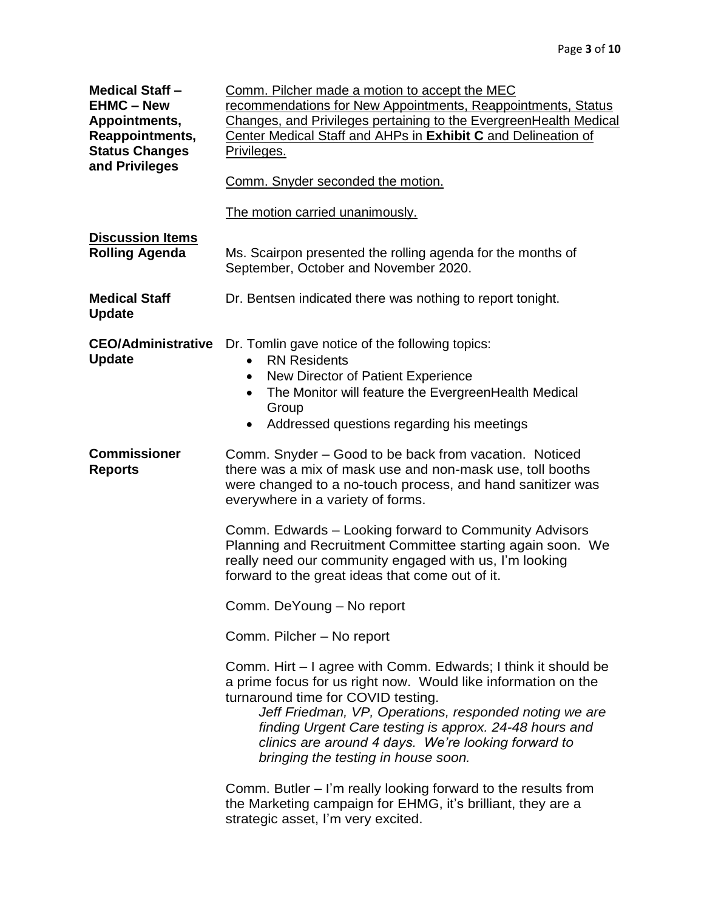**Medical Staff – EHMC – New Appointments, Reappointments, Status Changes and Privileges**

Comm. Pilcher made a motion to accept the MEC recommendations for New Appointments, Reappointments, Status Changes, and Privileges pertaining to the EvergreenHealth Medical Center Medical Staff and AHPs in **Exhibit C** and Delineation of Privileges.

Comm. Snyder seconded the motion.

The motion carried unanimously.

**Discussion Items**

**Rolling Agenda**

Ms. Scairpon presented the rolling agenda for the months of September, October and November 2020.

**Medical Staff Update**

Dr. Bentsen indicated there was nothing to report tonight.

**CEO/Administrative Update**

Dr. Tomlin gave notice of the following topics:

- RN Residents
- New Director of Patient Experience
- The Monitor will feature the EvergreenHealth Medical Group
- Addressed questions regarding his meetings

**Commissioner Reports**

Comm. Snyder – Good to be back from vacation. Noticed there was a mix of mask use and non-mask use, toll booths were changed to a no-touch process, and hand sanitizer was everywhere in a variety of forms.

Comm. Edwards – Looking forward to Community Advisors Planning and Recruitment Committee starting again soon. We really need our community engaged with us, I'm looking forward to the great ideas that come out of it.

Comm. DeYoung – No report

Comm. Pilcher – No report

Comm. Hirt – I agree with Comm. Edwards; I think it should be a prime focus for us right now. Would like information on the turnaround time for COVID testing.

> *Jeff Friedman, VP, Operations, responded noting we are finding Urgent Care testing is approx. 24-48 hours and clinics are around 4 days. We're looking forward to bringing the testing in house soon.*

Comm. Butler – I'm really looking forward to the results from the Marketing campaign for EHMG, it's brilliant, they are a strategic asset, I'm very excited.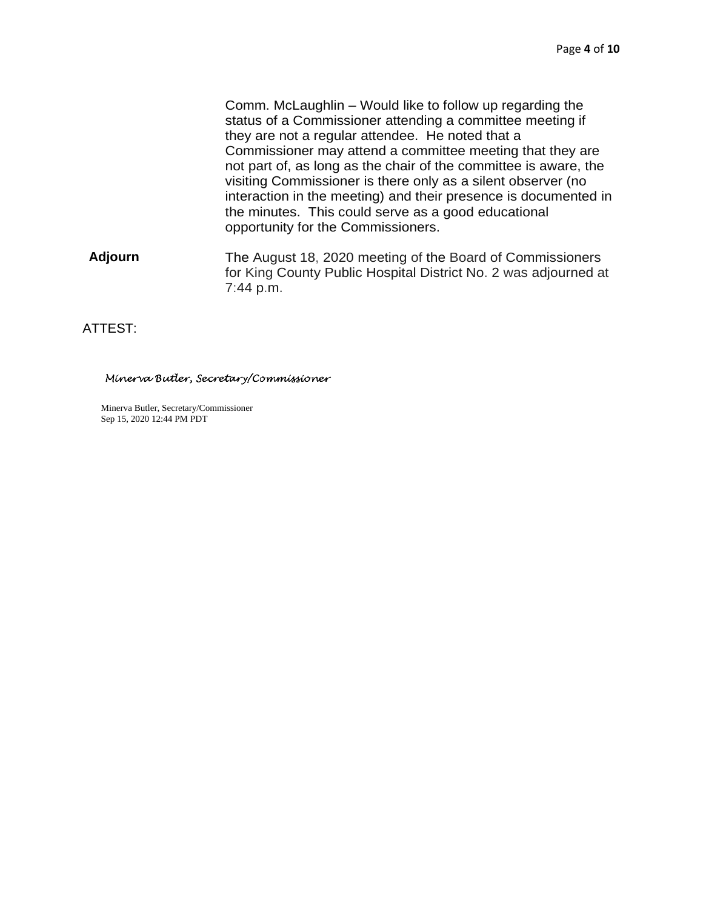Comm. McLaughlin – Would like to follow up regarding the status of a Commissioner attending a committee meeting if they are not a regular attendee. He noted that a Commissioner may attend a committee meeting that they are not part of, as long as the chair of the committee is aware, the visiting Commissioner is there only as a silent observer (no interaction in the meeting) and their presence is documented in the minutes. This could serve as a good educational opportunity for the Commissioners.

**Adjourn**

The August 18, 2020 meeting of the Board of Commissioners for King County Public Hospital District No. 2 was adjourned at 7:44 p.m.

ATTEST:

*Minerva Butler, Secretary/Commissioner*

Minerva Butler, Secretary/Commissioner
Sep 15, 2020 12:44 PM PDT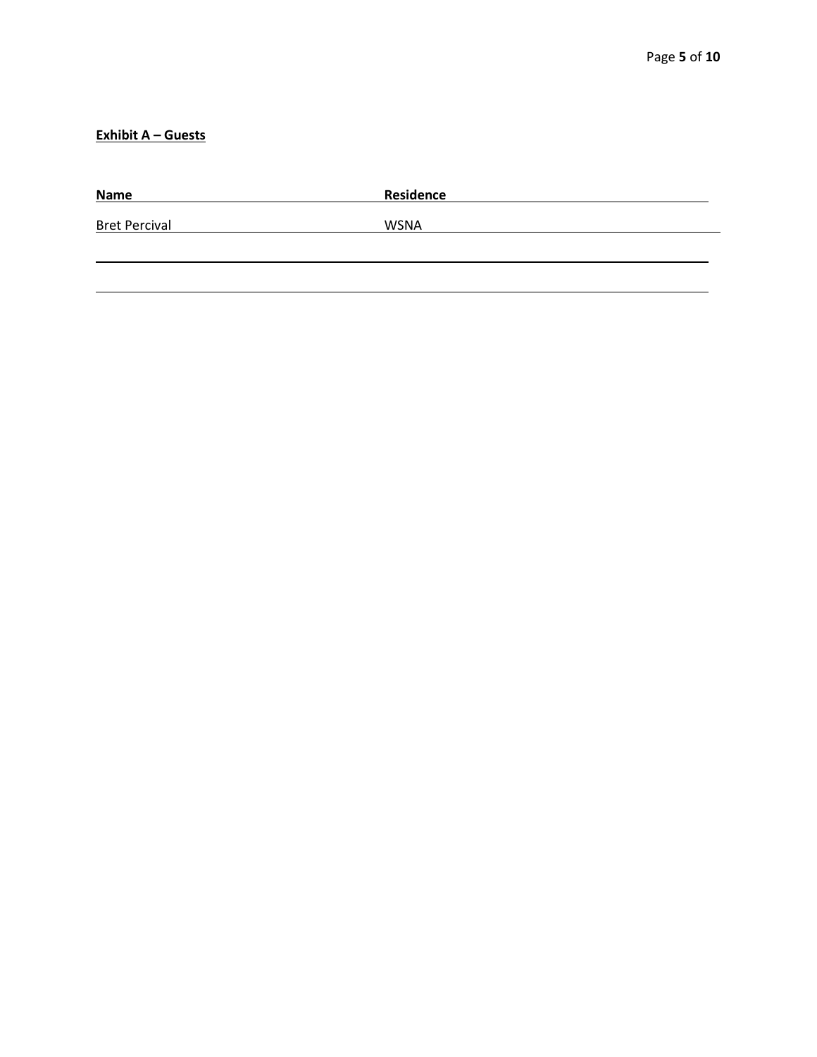**Exhibit A – Guests**

| Name | Residence |
| --- | --- |
| Bret Percival | WSNA |
| | |
| | |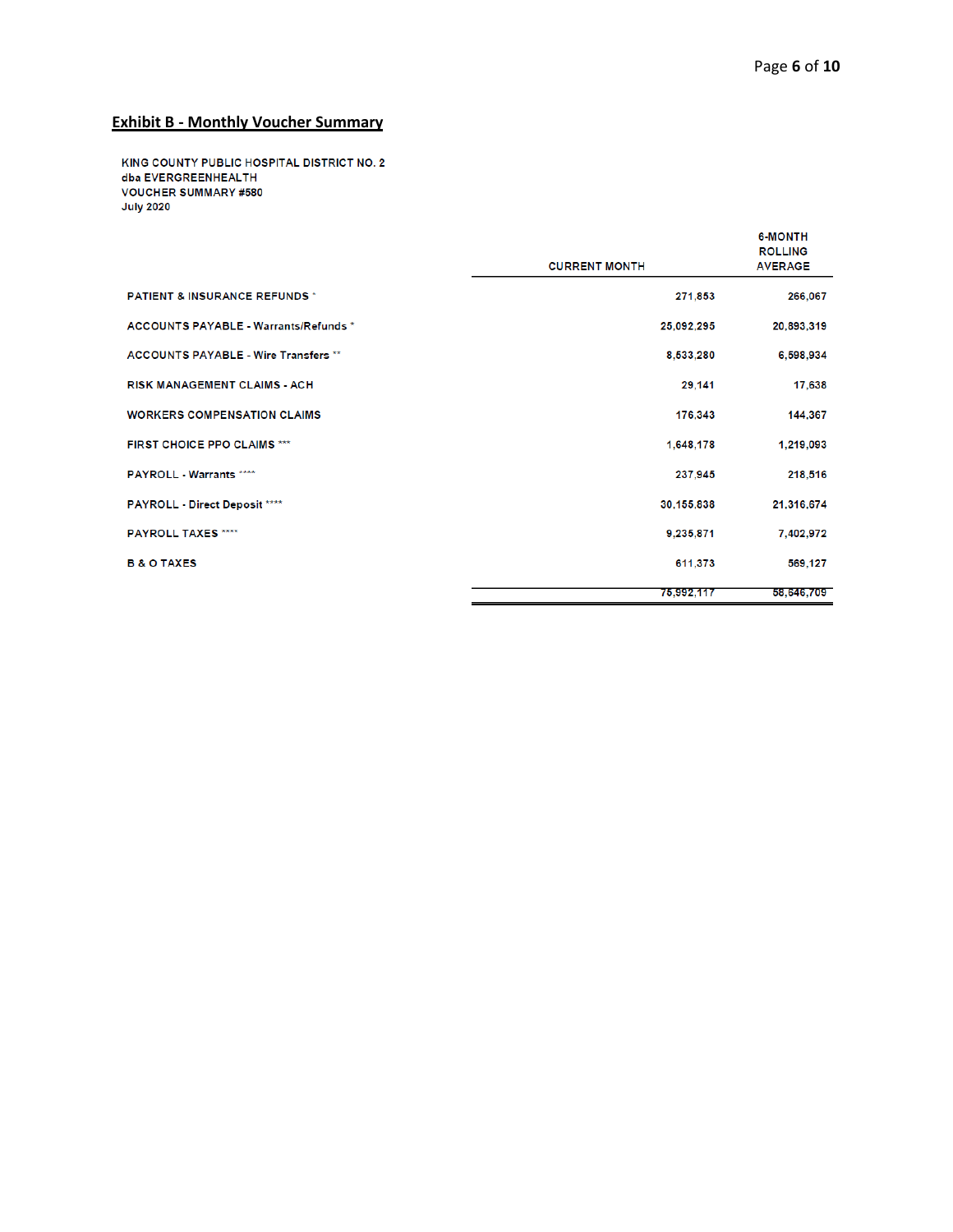## Exhibit B - Monthly Voucher Summary

KING COUNTY PUBLIC HOSPITAL DISTRICT NO. 2
dba EVERGREENHEALTH
VOUCHER SUMMARY #580
July 2020

| | CURRENT MONTH | 6-MONTH ROLLING AVERAGE |
|---|---|---|
| PATIENT & INSURANCE REFUNDS * | 271,853 | 266,067 |
| ACCOUNTS PAYABLE - Warrants/Refunds * | 25,092,295 | 20,893,319 |
| ACCOUNTS PAYABLE - Wire Transfers ** | 8,533,280 | 6,598,934 |
| RISK MANAGEMENT CLAIMS - ACH | 29,141 | 17,638 |
| WORKERS COMPENSATION CLAIMS | 176,343 | 144,367 |
| FIRST CHOICE PPO CLAIMS *** | 1,648,178 | 1,219,093 |
| PAYROLL - Warrants **** | 237,945 | 218,516 |
| PAYROLL - Direct Deposit **** | 30,155,838 | 21,316,674 |
| PAYROLL TAXES **** | 9,235,871 | 7,402,972 |
| B & O TAXES | 611,373 | 569,127 |
| | 75,992,117 | 58,646,709 |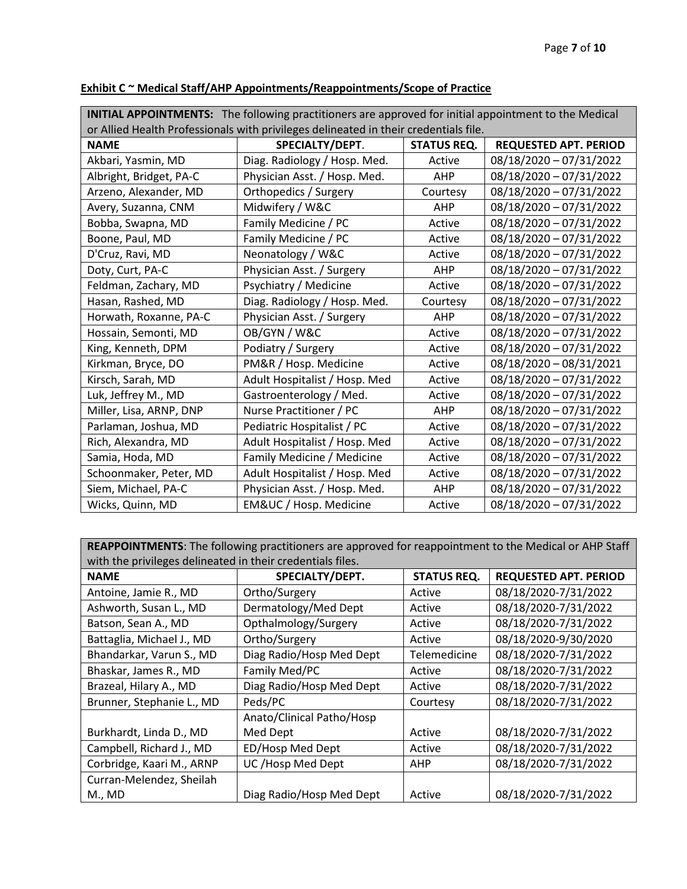**Exhibit C ~ Medical Staff/AHP Appointments/Reappointments/Scope of Practice**

**INITIAL APPOINTMENTS:** The following practitioners are approved for initial appointment to the Medical or Allied Health Professionals with privileges delineated in their credentials file.

| NAME | SPECIALTY/DEPT. | STATUS REQ. | REQUESTED APT. PERIOD |
|---|---|---|---|
| Akbari, Yasmin, MD | Diag. Radiology / Hosp. Med. | Active | 08/18/2020 – 07/31/2022 |
| Albright, Bridget, PA-C | Physician Asst. / Hosp. Med. | AHP | 08/18/2020 – 07/31/2022 |
| Arzeno, Alexander, MD | Orthopedics / Surgery | Courtesy | 08/18/2020 – 07/31/2022 |
| Avery, Suzanna, CNM | Midwifery / W&C | AHP | 08/18/2020 – 07/31/2022 |
| Bobba, Swapna, MD | Family Medicine / PC | Active | 08/18/2020 – 07/31/2022 |
| Boone, Paul, MD | Family Medicine / PC | Active | 08/18/2020 – 07/31/2022 |
| D'Cruz, Ravi, MD | Neonatology / W&C | Active | 08/18/2020 – 07/31/2022 |
| Doty, Curt, PA-C | Physician Asst. / Surgery | AHP | 08/18/2020 – 07/31/2022 |
| Feldman, Zachary, MD | Psychiatry / Medicine | Active | 08/18/2020 – 07/31/2022 |
| Hasan, Rashed, MD | Diag. Radiology / Hosp. Med. | Courtesy | 08/18/2020 – 07/31/2022 |
| Horwath, Roxanne, PA-C | Physician Asst. / Surgery | AHP | 08/18/2020 – 07/31/2022 |
| Hossain, Semonti, MD | OB/GYN / W&C | Active | 08/18/2020 – 07/31/2022 |
| King, Kenneth, DPM | Podiatry / Surgery | Active | 08/18/2020 – 07/31/2022 |
| Kirkman, Bryce, DO | PM&R / Hosp. Medicine | Active | 08/18/2020 – 08/31/2021 |
| Kirsch, Sarah, MD | Adult Hospitalist / Hosp. Med | Active | 08/18/2020 – 07/31/2022 |
| Luk, Jeffrey M., MD | Gastroenterology / Med. | Active | 08/18/2020 – 07/31/2022 |
| Miller, Lisa, ARNP, DNP | Nurse Practitioner / PC | AHP | 08/18/2020 – 07/31/2022 |
| Parlaman, Joshua, MD | Pediatric Hospitalist / PC | Active | 08/18/2020 – 07/31/2022 |
| Rich, Alexandra, MD | Adult Hospitalist / Hosp. Med | Active | 08/18/2020 – 07/31/2022 |
| Samia, Hoda, MD | Family Medicine / Medicine | Active | 08/18/2020 – 07/31/2022 |
| Schoonmaker, Peter, MD | Adult Hospitalist / Hosp. Med | Active | 08/18/2020 – 07/31/2022 |
| Siem, Michael, PA-C | Physician Asst. / Hosp. Med. | AHP | 08/18/2020 – 07/31/2022 |
| Wicks, Quinn, MD | EM&UC / Hosp. Medicine | Active | 08/18/2020 – 07/31/2022 |

**REAPPOINTMENTS**: The following practitioners are approved for reappointment to the Medical or AHP Staff with the privileges delineated in their credentials files.

| NAME | SPECIALTY/DEPT. | STATUS REQ. | REQUESTED APT. PERIOD |
|---|---|---|---|
| Antoine, Jamie R., MD | Ortho/Surgery | Active | 08/18/2020-7/31/2022 |
| Ashworth, Susan L., MD | Dermatology/Med Dept | Active | 08/18/2020-7/31/2022 |
| Batson, Sean A., MD | Opthalmology/Surgery | Active | 08/18/2020-7/31/2022 |
| Battaglia, Michael J., MD | Ortho/Surgery | Active | 08/18/2020-9/30/2020 |
| Bhandarkar, Varun S., MD | Diag Radio/Hosp Med Dept | Telemedicine | 08/18/2020-7/31/2022 |
| Bhaskar, James R., MD | Family Med/PC | Active | 08/18/2020-7/31/2022 |
| Brazeal, Hilary A., MD | Diag Radio/Hosp Med Dept | Active | 08/18/2020-7/31/2022 |
| Brunner, Stephanie L., MD | Peds/PC | Courtesy | 08/18/2020-7/31/2022 |
| Burkhardt, Linda D., MD | Anato/Clinical Patho/Hosp Med Dept | Active | 08/18/2020-7/31/2022 |
| Campbell, Richard J., MD | ED/Hosp Med Dept | Active | 08/18/2020-7/31/2022 |
| Corbridge, Kaari M., ARNP | UC /Hosp Med Dept | AHP | 08/18/2020-7/31/2022 |
| Curran-Melendez, Sheilah M., MD | Diag Radio/Hosp Med Dept | Active | 08/18/2020-7/31/2022 |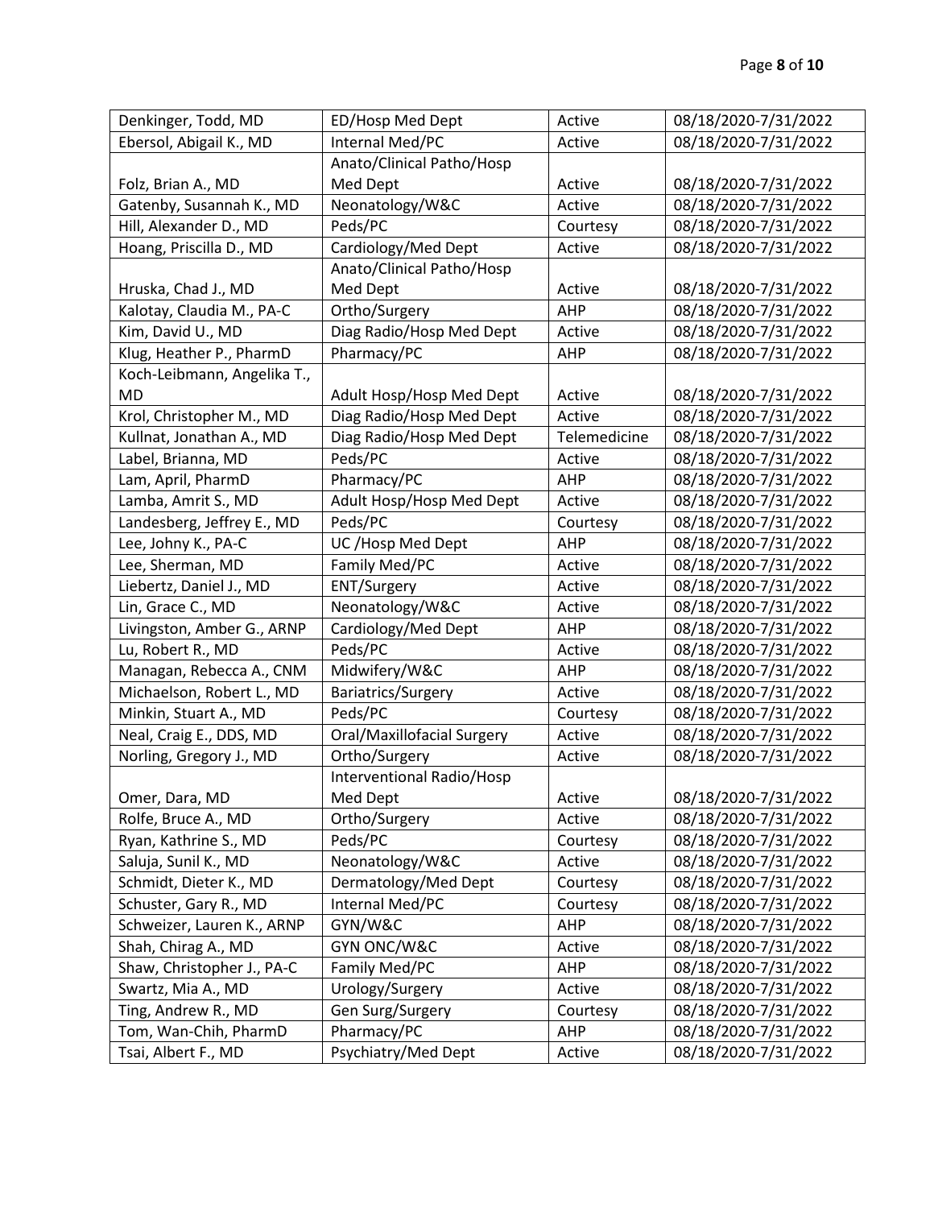| Denkinger, Todd, MD | ED/Hosp Med Dept | Active | 08/18/2020-7/31/2022 |
|---|---|---|---|
| Ebersol, Abigail K., MD | Internal Med/PC | Active | 08/18/2020-7/31/2022 |
| Folz, Brian A., MD | Anato/Clinical Patho/Hosp Med Dept | Active | 08/18/2020-7/31/2022 |
| Gatenby, Susannah K., MD | Neonatology/W&C | Active | 08/18/2020-7/31/2022 |
| Hill, Alexander D., MD | Peds/PC | Courtesy | 08/18/2020-7/31/2022 |
| Hoang, Priscilla D., MD | Cardiology/Med Dept | Active | 08/18/2020-7/31/2022 |
| Hruska, Chad J., MD | Anato/Clinical Patho/Hosp Med Dept | Active | 08/18/2020-7/31/2022 |
| Kalotay, Claudia M., PA-C | Ortho/Surgery | AHP | 08/18/2020-7/31/2022 |
| Kim, David U., MD | Diag Radio/Hosp Med Dept | Active | 08/18/2020-7/31/2022 |
| Klug, Heather P., PharmD | Pharmacy/PC | AHP | 08/18/2020-7/31/2022 |
| Koch-Leibmann, Angelika T., MD | Adult Hosp/Hosp Med Dept | Active | 08/18/2020-7/31/2022 |
| Krol, Christopher M., MD | Diag Radio/Hosp Med Dept | Active | 08/18/2020-7/31/2022 |
| Kullnat, Jonathan A., MD | Diag Radio/Hosp Med Dept | Telemedicine | 08/18/2020-7/31/2022 |
| Label, Brianna, MD | Peds/PC | Active | 08/18/2020-7/31/2022 |
| Lam, April, PharmD | Pharmacy/PC | AHP | 08/18/2020-7/31/2022 |
| Lamba, Amrit S., MD | Adult Hosp/Hosp Med Dept | Active | 08/18/2020-7/31/2022 |
| Landesberg, Jeffrey E., MD | Peds/PC | Courtesy | 08/18/2020-7/31/2022 |
| Lee, Johny K., PA-C | UC /Hosp Med Dept | AHP | 08/18/2020-7/31/2022 |
| Lee, Sherman, MD | Family Med/PC | Active | 08/18/2020-7/31/2022 |
| Liebertz, Daniel J., MD | ENT/Surgery | Active | 08/18/2020-7/31/2022 |
| Lin, Grace C., MD | Neonatology/W&C | Active | 08/18/2020-7/31/2022 |
| Livingston, Amber G., ARNP | Cardiology/Med Dept | AHP | 08/18/2020-7/31/2022 |
| Lu, Robert R., MD | Peds/PC | Active | 08/18/2020-7/31/2022 |
| Managan, Rebecca A., CNM | Midwifery/W&C | AHP | 08/18/2020-7/31/2022 |
| Michaelson, Robert L., MD | Bariatrics/Surgery | Active | 08/18/2020-7/31/2022 |
| Minkin, Stuart A., MD | Peds/PC | Courtesy | 08/18/2020-7/31/2022 |
| Neal, Craig E., DDS, MD | Oral/Maxillofacial Surgery | Active | 08/18/2020-7/31/2022 |
| Norling, Gregory J., MD | Ortho/Surgery | Active | 08/18/2020-7/31/2022 |
| Omer, Dara, MD | Interventional Radio/Hosp Med Dept | Active | 08/18/2020-7/31/2022 |
| Rolfe, Bruce A., MD | Ortho/Surgery | Active | 08/18/2020-7/31/2022 |
| Ryan, Kathrine S., MD | Peds/PC | Courtesy | 08/18/2020-7/31/2022 |
| Saluja, Sunil K., MD | Neonatology/W&C | Active | 08/18/2020-7/31/2022 |
| Schmidt, Dieter K., MD | Dermatology/Med Dept | Courtesy | 08/18/2020-7/31/2022 |
| Schuster, Gary R., MD | Internal Med/PC | Courtesy | 08/18/2020-7/31/2022 |
| Schweizer, Lauren K., ARNP | GYN/W&C | AHP | 08/18/2020-7/31/2022 |
| Shah, Chirag A., MD | GYN ONC/W&C | Active | 08/18/2020-7/31/2022 |
| Shaw, Christopher J., PA-C | Family Med/PC | AHP | 08/18/2020-7/31/2022 |
| Swartz, Mia A., MD | Urology/Surgery | Active | 08/18/2020-7/31/2022 |
| Ting, Andrew R., MD | Gen Surg/Surgery | Courtesy | 08/18/2020-7/31/2022 |
| Tom, Wan-Chih, PharmD | Pharmacy/PC | AHP | 08/18/2020-7/31/2022 |
| Tsai, Albert F., MD | Psychiatry/Med Dept | Active | 08/18/2020-7/31/2022 |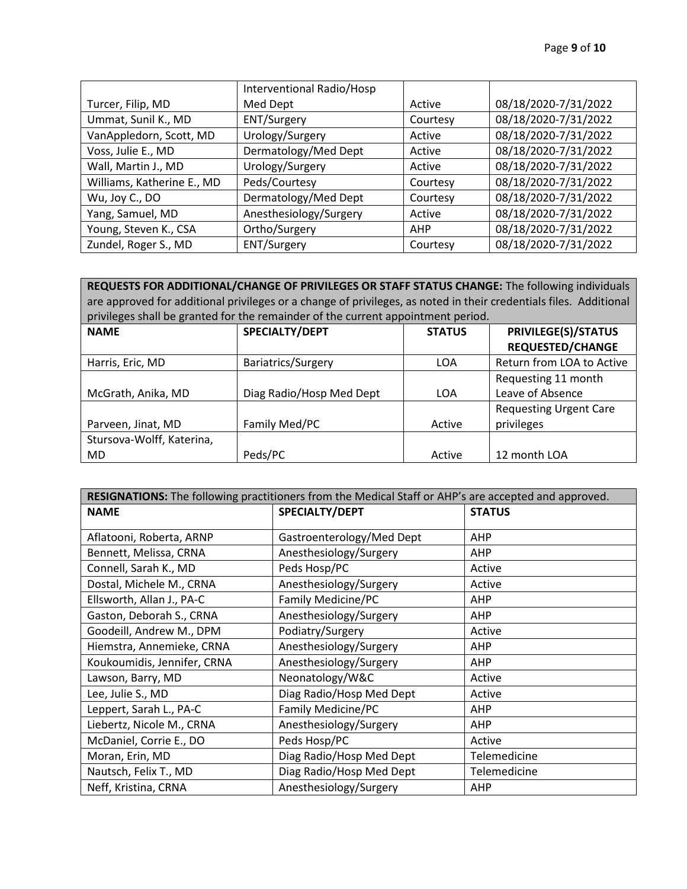| | | | |
|---|---|---|---|
| Turcer, Filip, MD | Interventional Radio/Hosp Med Dept | Active | 08/18/2020-7/31/2022 |
| Ummat, Sunil K., MD | ENT/Surgery | Courtesy | 08/18/2020-7/31/2022 |
| VanAppledorn, Scott, MD | Urology/Surgery | Active | 08/18/2020-7/31/2022 |
| Voss, Julie E., MD | Dermatology/Med Dept | Active | 08/18/2020-7/31/2022 |
| Wall, Martin J., MD | Urology/Surgery | Active | 08/18/2020-7/31/2022 |
| Williams, Katherine E., MD | Peds/Courtesy | Courtesy | 08/18/2020-7/31/2022 |
| Wu, Joy C., DO | Dermatology/Med Dept | Courtesy | 08/18/2020-7/31/2022 |
| Yang, Samuel, MD | Anesthesiology/Surgery | Active | 08/18/2020-7/31/2022 |
| Young, Steven K., CSA | Ortho/Surgery | AHP | 08/18/2020-7/31/2022 |
| Zundel, Roger S., MD | ENT/Surgery | Courtesy | 08/18/2020-7/31/2022 |

**REQUESTS FOR ADDITIONAL/CHANGE OF PRIVILEGES OR STAFF STATUS CHANGE:** The following individuals are approved for additional privileges or a change of privileges, as noted in their credentials files. Additional privileges shall be granted for the remainder of the current appointment period.

| NAME | SPECIALTY/DEPT | STATUS | PRIVILEGE(S)/STATUS REQUESTED/CHANGE |
|---|---|---|---|
| Harris, Eric, MD | Bariatrics/Surgery | LOA | Return from LOA to Active |
| McGrath, Anika, MD | Diag Radio/Hosp Med Dept | LOA | Requesting 11 month Leave of Absence |
| Parveen, Jinat, MD | Family Med/PC | Active | Requesting Urgent Care privileges |
| Stursova-Wolff, Katerina, MD | Peds/PC | Active | 12 month LOA |

**RESIGNATIONS:** The following practitioners from the Medical Staff or AHP's are accepted and approved.

| NAME | SPECIALTY/DEPT | STATUS |
|---|---|---|
| Aflatooni, Roberta, ARNP | Gastroenterology/Med Dept | AHP |
| Bennett, Melissa, CRNA | Anesthesiology/Surgery | AHP |
| Connell, Sarah K., MD | Peds Hosp/PC | Active |
| Dostal, Michele M., CRNA | Anesthesiology/Surgery | Active |
| Ellsworth, Allan J., PA-C | Family Medicine/PC | AHP |
| Gaston, Deborah S., CRNA | Anesthesiology/Surgery | AHP |
| Goodeill, Andrew M., DPM | Podiatry/Surgery | Active |
| Hiemstra, Annemieke, CRNA | Anesthesiology/Surgery | AHP |
| Koukoumidis, Jennifer, CRNA | Anesthesiology/Surgery | AHP |
| Lawson, Barry, MD | Neonatology/W&C | Active |
| Lee, Julie S., MD | Diag Radio/Hosp Med Dept | Active |
| Leppert, Sarah L., PA-C | Family Medicine/PC | AHP |
| Liebertz, Nicole M., CRNA | Anesthesiology/Surgery | AHP |
| McDaniel, Corrie E., DO | Peds Hosp/PC | Active |
| Moran, Erin, MD | Diag Radio/Hosp Med Dept | Telemedicine |
| Nautsch, Felix T., MD | Diag Radio/Hosp Med Dept | Telemedicine |
| Neff, Kristina, CRNA | Anesthesiology/Surgery | AHP |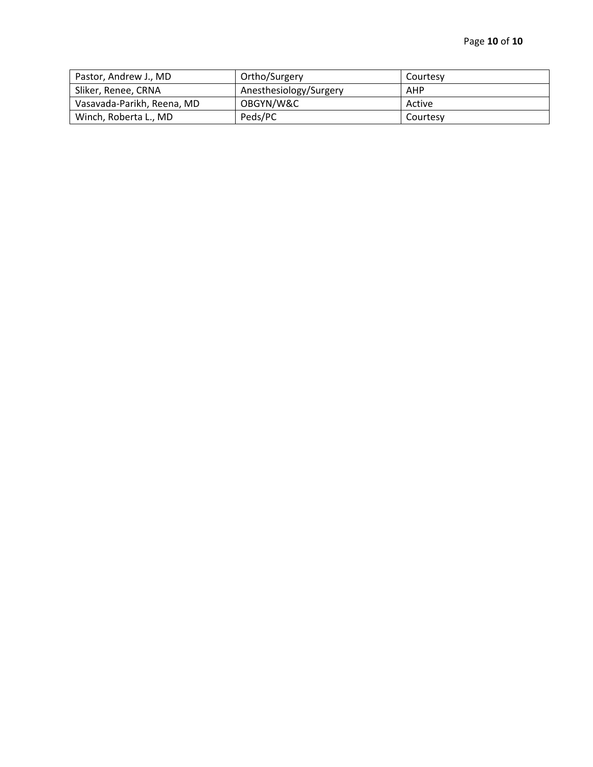| | | |
|---|---|---|
| Pastor, Andrew J., MD | Ortho/Surgery | Courtesy |
| Sliker, Renee, CRNA | Anesthesiology/Surgery | AHP |
| Vasavada-Parikh, Reena, MD | OBGYN/W&C | Active |
| Winch, Roberta L., MD | Peds/PC | Courtesy |